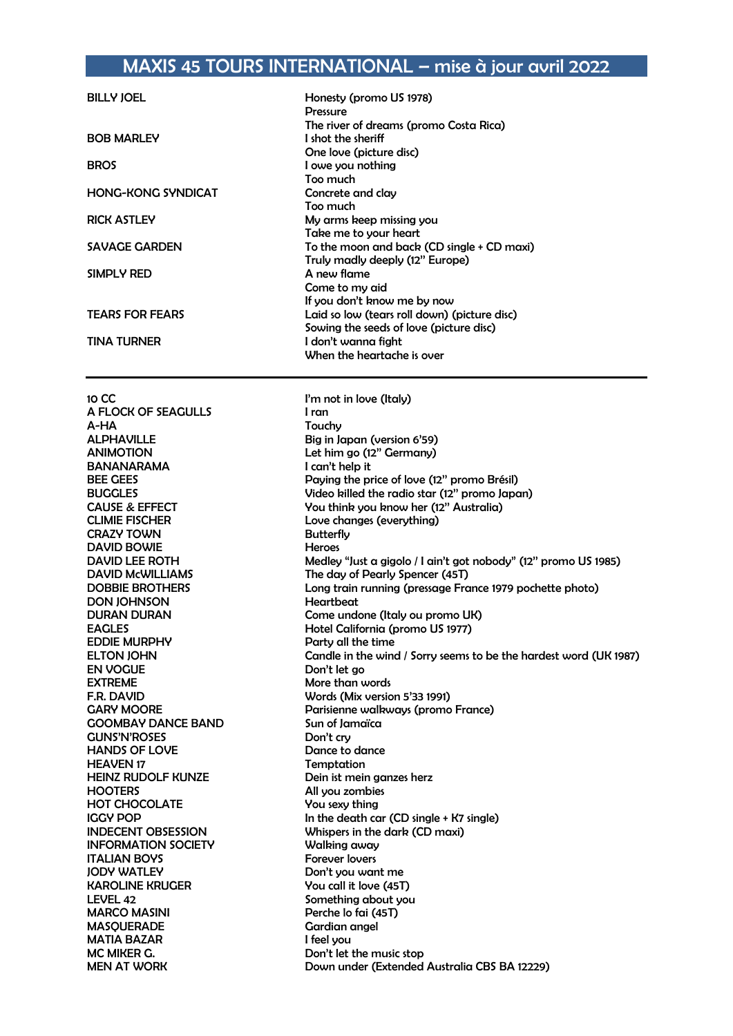# MAXIS 45 TOURS INTERNATIONAL – mise à jour avril 2022

| | |
|---|---|
| BILLY JOEL | Honesty (promo US 1978) |
| | Pressure |
| | The river of dreams (promo Costa Rica) |
| BOB MARLEY | I shot the sheriff |
| | One love (picture disc) |
| BROS | I owe you nothing |
| | Too much |
| HONG-KONG SYNDICAT | Concrete and clay |
| | Too much |
| RICK ASTLEY | My arms keep missing you |
| | Take me to your heart |
| SAVAGE GARDEN | To the moon and back (CD single + CD maxi) |
| | Truly madly deeply (12" Europe) |
| SIMPLY RED | A new flame |
| | Come to my aid |
| | If you don't know me by now |
| TEARS FOR FEARS | Laid so low (tears roll down) (picture disc) |
| | Sowing the seeds of love (picture disc) |
| TINA TURNER | I don't wanna fight |
| | When the heartache is over |

---

| | |
|---|---|
| 10 CC | I'm not in love (Italy) |
| A FLOCK OF SEAGULLS | I ran |
| A-HA | Touchy |
| ALPHAVILLE | Big in Japan (version 6'59) |
| ANIMOTION | Let him go (12" Germany) |
| BANANARAMA | I can't help it |
| BEE GEES | Paying the price of love (12" promo Brésil) |
| BUGGLES | Video killed the radio star (12" promo Japan) |
| CAUSE & EFFECT | You think you know her (12" Australia) |
| CLIMIE FISCHER | Love changes (everything) |
| CRAZY TOWN | Butterfly |
| DAVID BOWIE | Heroes |
| DAVID LEE ROTH | Medley "Just a gigolo / I ain't got nobody" (12" promo US 1985) |
| DAVID McWILLIAMS | The day of Pearly Spencer (45T) |
| DOBBIE BROTHERS | Long train running (pressage France 1979 pochette photo) |
| DON JOHNSON | Heartbeat |
| DURAN DURAN | Come undone (Italy ou promo UK) |
| EAGLES | Hotel California (promo US 1977) |
| EDDIE MURPHY | Party all the time |
| ELTON JOHN | Candle in the wind / Sorry seems to be the hardest word (UK 1987) |
| EN VOGUE | Don't let go |
| EXTREME | More than words |
| F.R. DAVID | Words (Mix version 5'33 1991) |
| GARY MOORE | Parisienne walkways (promo France) |
| GOOMBAY DANCE BAND | Sun of Jamaïca |
| GUNS'N'ROSES | Don't cry |
| HANDS OF LOVE | Dance to dance |
| HEAVEN 17 | Temptation |
| HEINZ RUDOLF KUNZE | Dein ist mein ganzes herz |
| HOOTERS | All you zombies |
| HOT CHOCOLATE | You sexy thing |
| IGGY POP | In the death car (CD single + K7 single) |
| INDECENT OBSESSION | Whispers in the dark (CD maxi) |
| INFORMATION SOCIETY | Walking away |
| ITALIAN BOYS | Forever lovers |
| JODY WATLEY | Don't you want me |
| KAROLINE KRUGER | You call it love (45T) |
| LEVEL 42 | Something about you |
| MARCO MASINI | Perche lo fai (45T) |
| MASQUERADE | Gardian angel |
| MATIA BAZAR | I feel you |
| MC MIKER G. | Don't let the music stop |
| MEN AT WORK | Down under (Extended Australia CBS BA 12229) |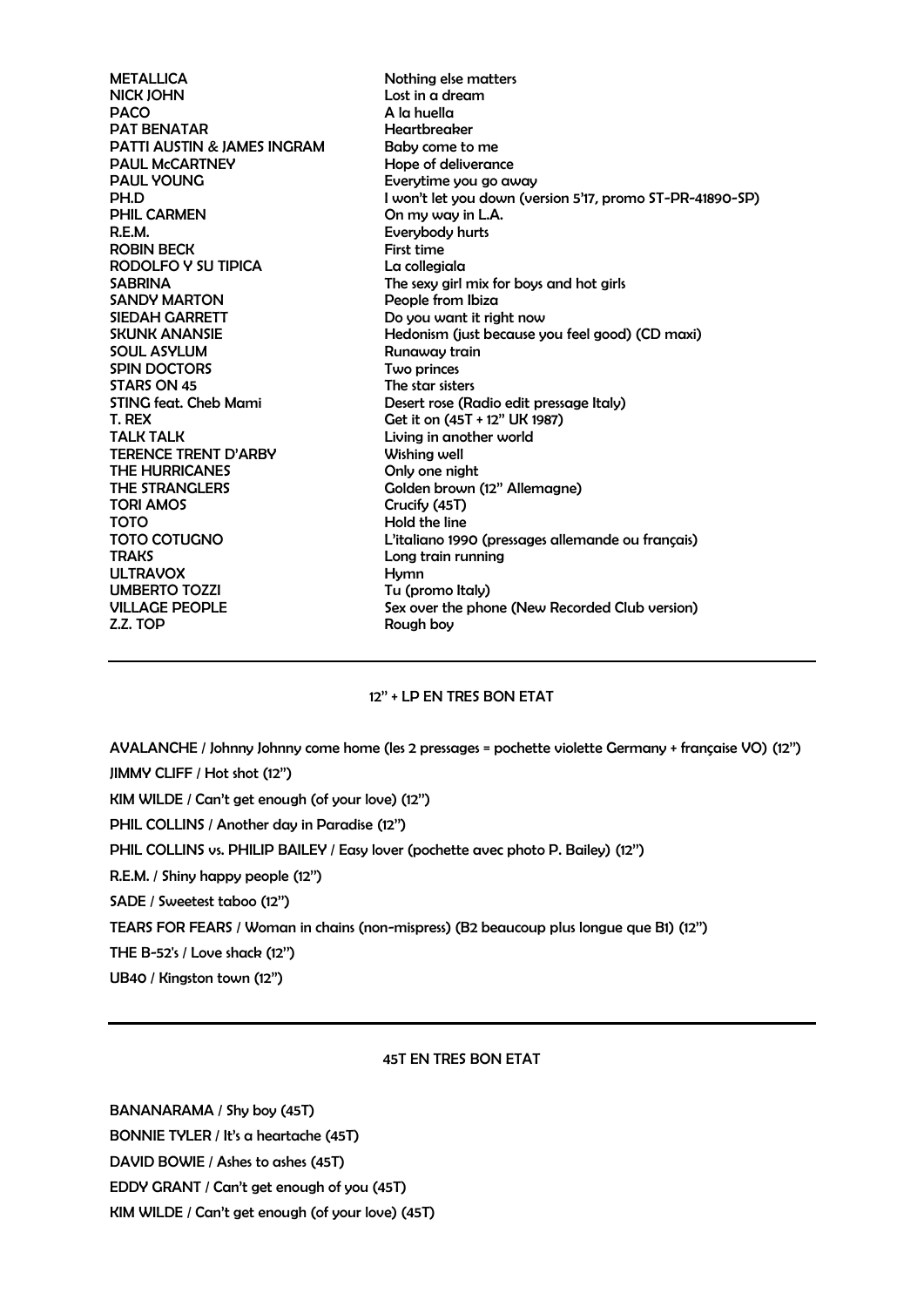| | |
|---|---|
| METALLICA | Nothing else matters |
| NICK JOHN | Lost in a dream |
| PACO | A la huella |
| PAT BENATAR | Heartbreaker |
| PATTI AUSTIN & JAMES INGRAM | Baby come to me |
| PAUL McCARTNEY | Hope of deliverance |
| PAUL YOUNG | Everytime you go away |
| PH.D | I won't let you down (version 5'17, promo ST-PR-41890-SP) |
| PHIL CARMEN | On my way in L.A. |
| R.E.M. | Everybody hurts |
| ROBIN BECK | First time |
| RODOLFO Y SU TIPICA | La collegiala |
| SABRINA | The sexy girl mix for boys and hot girls |
| SANDY MARTON | People from Ibiza |
| SIEDAH GARRETT | Do you want it right now |
| SKUNK ANANSIE | Hedonism (just because you feel good) (CD maxi) |
| SOUL ASYLUM | Runaway train |
| SPIN DOCTORS | Two princes |
| STARS ON 45 | The star sisters |
| STING feat. Cheb Mami | Desert rose (Radio edit pressage Italy) |
| T. REX | Get it on (45T + 12" UK 1987) |
| TALK TALK | Living in another world |
| TERENCE TRENT D'ARBY | Wishing well |
| THE HURRICANES | Only one night |
| THE STRANGLERS | Golden brown (12" Allemagne) |
| TORI AMOS | Crucify (45T) |
| TOTO | Hold the line |
| TOTO COTUGNO | L'italiano 1990 (pressages allemande ou français) |
| TRAKS | Long train running |
| ULTRAVOX | Hymn |
| UMBERTO TOZZI | Tu (promo Italy) |
| VILLAGE PEOPLE | Sex over the phone (New Recorded Club version) |
| Z.Z. TOP | Rough boy |

---

## 12" + LP EN TRES BON ETAT

AVALANCHE / Johnny Johnny come home (les 2 pressages = pochette violette Germany + française VO) (12")

JIMMY CLIFF / Hot shot (12")

KIM WILDE / Can't get enough (of your love) (12")

PHIL COLLINS / Another day in Paradise (12")

PHIL COLLINS vs. PHILIP BAILEY / Easy lover (pochette avec photo P. Bailey) (12")

R.E.M. / Shiny happy people (12")

SADE / Sweetest taboo (12")

TEARS FOR FEARS / Woman in chains (non-mispress) (B2 beaucoup plus longue que B1) (12")

THE B-52's / Love shack (12")

UB40 / Kingston town (12")

---

## 45T EN TRES BON ETAT

BANANARAMA / Shy boy (45T)

BONNIE TYLER / It's a heartache (45T)

DAVID BOWIE / Ashes to ashes (45T)

EDDY GRANT / Can't get enough of you (45T)

KIM WILDE / Can't get enough (of your love) (45T)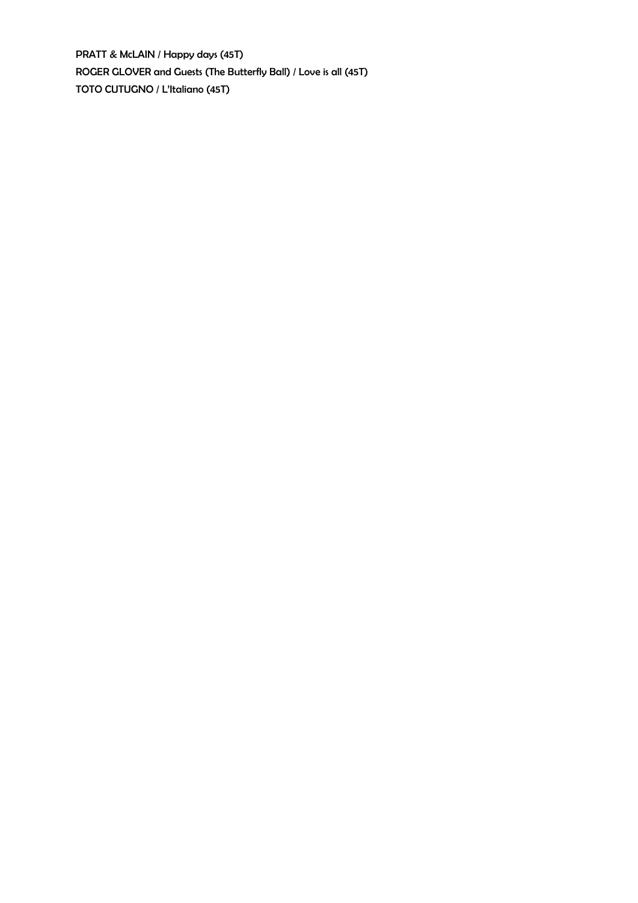PRATT & McLAIN / Happy days (45T)

ROGER GLOVER and Guests (The Butterfly Ball) / Love is all (45T)

TOTO CUTUGNO / L'Italiano (45T)